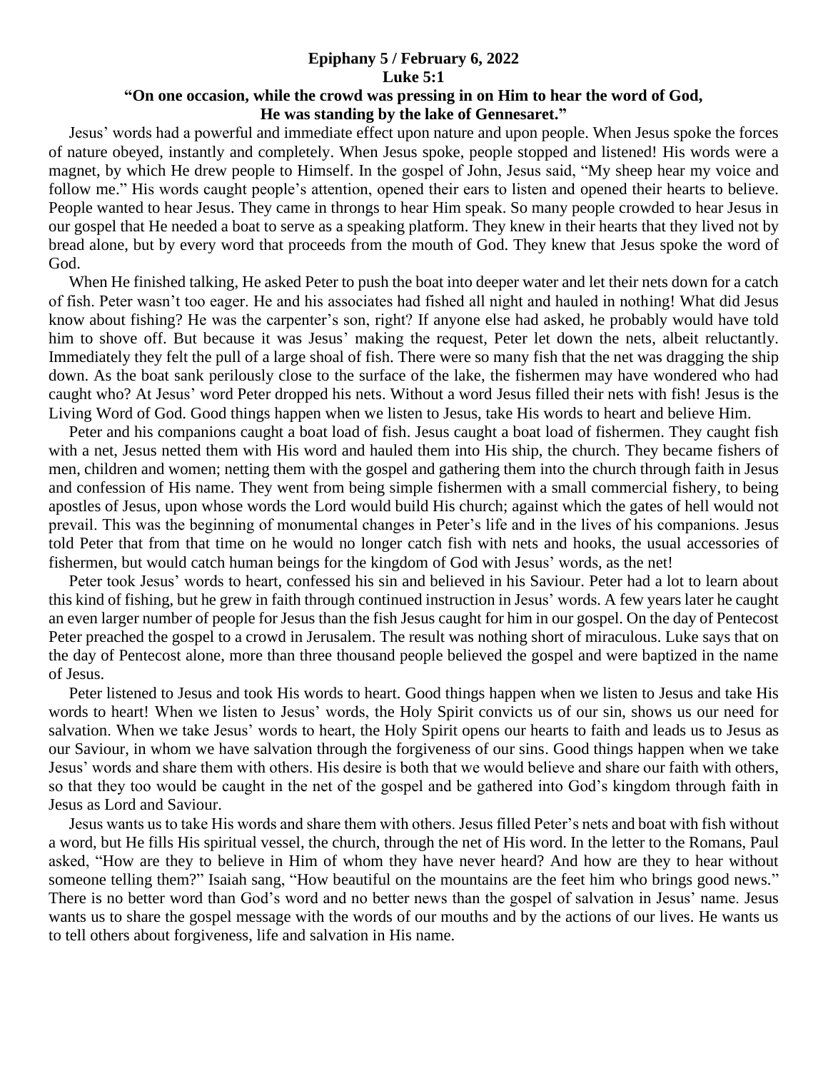**Epiphany 5 / February 6, 2022**
**Luke 5:1**
**"On one occasion, while the crowd was pressing in on Him to hear the word of God, He was standing by the lake of Gennesaret."**

Jesus' words had a powerful and immediate effect upon nature and upon people. When Jesus spoke the forces of nature obeyed, instantly and completely. When Jesus spoke, people stopped and listened! His words were a magnet, by which He drew people to Himself. In the gospel of John, Jesus said, "My sheep hear my voice and follow me." His words caught people's attention, opened their ears to listen and opened their hearts to believe. People wanted to hear Jesus. They came in throngs to hear Him speak. So many people crowded to hear Jesus in our gospel that He needed a boat to serve as a speaking platform. They knew in their hearts that they lived not by bread alone, but by every word that proceeds from the mouth of God. They knew that Jesus spoke the word of God.

When He finished talking, He asked Peter to push the boat into deeper water and let their nets down for a catch of fish. Peter wasn't too eager. He and his associates had fished all night and hauled in nothing! What did Jesus know about fishing? He was the carpenter's son, right? If anyone else had asked, he probably would have told him to shove off. But because it was Jesus' making the request, Peter let down the nets, albeit reluctantly. Immediately they felt the pull of a large shoal of fish. There were so many fish that the net was dragging the ship down. As the boat sank perilously close to the surface of the lake, the fishermen may have wondered who had caught who? At Jesus' word Peter dropped his nets. Without a word Jesus filled their nets with fish! Jesus is the Living Word of God. Good things happen when we listen to Jesus, take His words to heart and believe Him.

Peter and his companions caught a boat load of fish. Jesus caught a boat load of fishermen. They caught fish with a net, Jesus netted them with His word and hauled them into His ship, the church. They became fishers of men, children and women; netting them with the gospel and gathering them into the church through faith in Jesus and confession of His name. They went from being simple fishermen with a small commercial fishery, to being apostles of Jesus, upon whose words the Lord would build His church; against which the gates of hell would not prevail. This was the beginning of monumental changes in Peter's life and in the lives of his companions. Jesus told Peter that from that time on he would no longer catch fish with nets and hooks, the usual accessories of fishermen, but would catch human beings for the kingdom of God with Jesus' words, as the net!

Peter took Jesus' words to heart, confessed his sin and believed in his Saviour. Peter had a lot to learn about this kind of fishing, but he grew in faith through continued instruction in Jesus' words. A few years later he caught an even larger number of people for Jesus than the fish Jesus caught for him in our gospel. On the day of Pentecost Peter preached the gospel to a crowd in Jerusalem. The result was nothing short of miraculous. Luke says that on the day of Pentecost alone, more than three thousand people believed the gospel and were baptized in the name of Jesus.

Peter listened to Jesus and took His words to heart. Good things happen when we listen to Jesus and take His words to heart! When we listen to Jesus' words, the Holy Spirit convicts us of our sin, shows us our need for salvation. When we take Jesus' words to heart, the Holy Spirit opens our hearts to faith and leads us to Jesus as our Saviour, in whom we have salvation through the forgiveness of our sins. Good things happen when we take Jesus' words and share them with others. His desire is both that we would believe and share our faith with others, so that they too would be caught in the net of the gospel and be gathered into God's kingdom through faith in Jesus as Lord and Saviour.

Jesus wants us to take His words and share them with others. Jesus filled Peter's nets and boat with fish without a word, but He fills His spiritual vessel, the church, through the net of His word. In the letter to the Romans, Paul asked, "How are they to believe in Him of whom they have never heard? And how are they to hear without someone telling them?" Isaiah sang, "How beautiful on the mountains are the feet him who brings good news." There is no better word than God's word and no better news than the gospel of salvation in Jesus' name. Jesus wants us to share the gospel message with the words of our mouths and by the actions of our lives. He wants us to tell others about forgiveness, life and salvation in His name.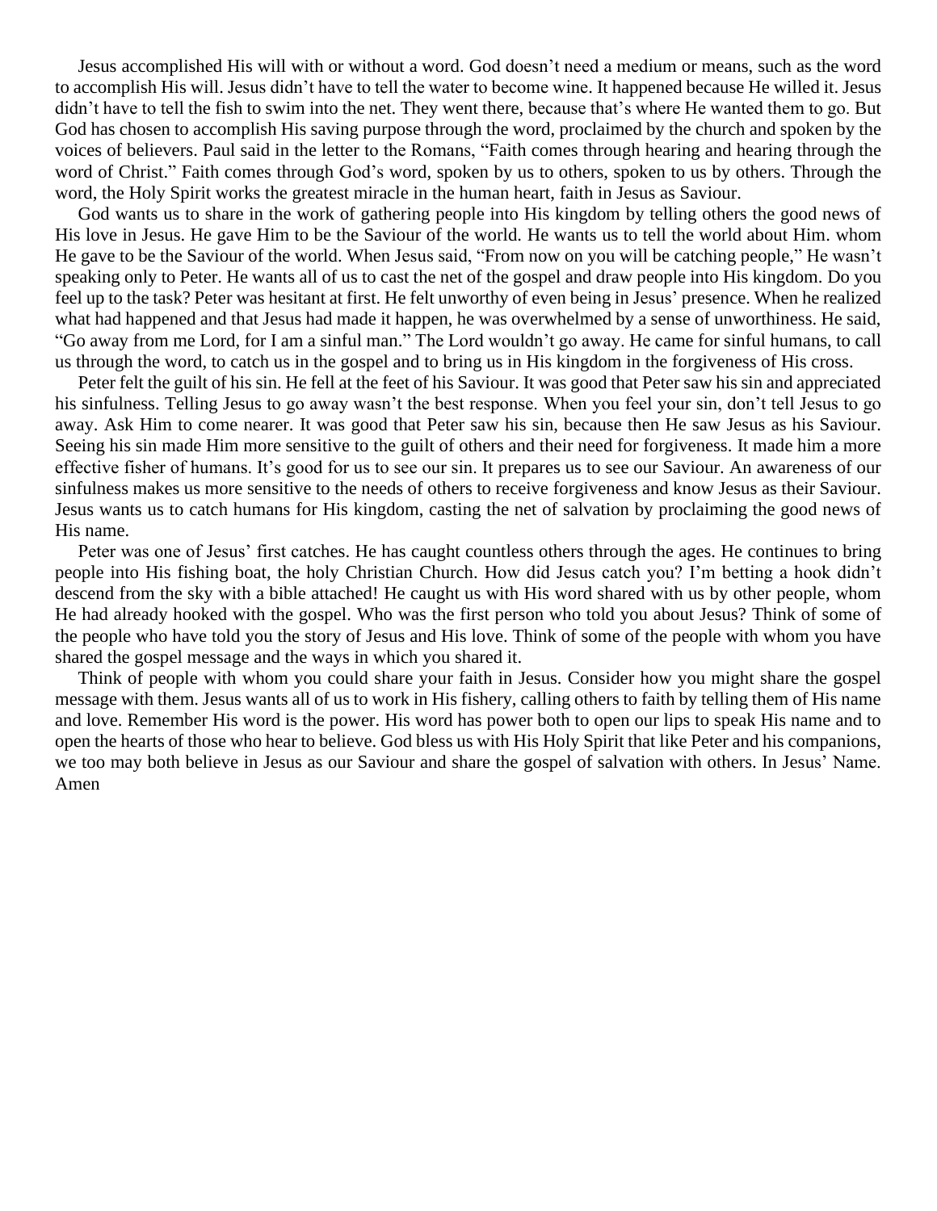Jesus accomplished His will with or without a word. God doesn't need a medium or means, such as the word to accomplish His will. Jesus didn't have to tell the water to become wine. It happened because He willed it. Jesus didn't have to tell the fish to swim into the net. They went there, because that's where He wanted them to go. But God has chosen to accomplish His saving purpose through the word, proclaimed by the church and spoken by the voices of believers. Paul said in the letter to the Romans, "Faith comes through hearing and hearing through the word of Christ." Faith comes through God's word, spoken by us to others, spoken to us by others. Through the word, the Holy Spirit works the greatest miracle in the human heart, faith in Jesus as Saviour.

God wants us to share in the work of gathering people into His kingdom by telling others the good news of His love in Jesus. He gave Him to be the Saviour of the world. He wants us to tell the world about Him. whom He gave to be the Saviour of the world. When Jesus said, "From now on you will be catching people," He wasn't speaking only to Peter. He wants all of us to cast the net of the gospel and draw people into His kingdom. Do you feel up to the task? Peter was hesitant at first. He felt unworthy of even being in Jesus' presence. When he realized what had happened and that Jesus had made it happen, he was overwhelmed by a sense of unworthiness. He said, "Go away from me Lord, for I am a sinful man." The Lord wouldn't go away. He came for sinful humans, to call us through the word, to catch us in the gospel and to bring us in His kingdom in the forgiveness of His cross.

Peter felt the guilt of his sin. He fell at the feet of his Saviour. It was good that Peter saw his sin and appreciated his sinfulness. Telling Jesus to go away wasn't the best response. When you feel your sin, don't tell Jesus to go away. Ask Him to come nearer. It was good that Peter saw his sin, because then He saw Jesus as his Saviour. Seeing his sin made Him more sensitive to the guilt of others and their need for forgiveness. It made him a more effective fisher of humans. It's good for us to see our sin. It prepares us to see our Saviour. An awareness of our sinfulness makes us more sensitive to the needs of others to receive forgiveness and know Jesus as their Saviour. Jesus wants us to catch humans for His kingdom, casting the net of salvation by proclaiming the good news of His name.

Peter was one of Jesus' first catches. He has caught countless others through the ages. He continues to bring people into His fishing boat, the holy Christian Church. How did Jesus catch you? I'm betting a hook didn't descend from the sky with a bible attached! He caught us with His word shared with us by other people, whom He had already hooked with the gospel. Who was the first person who told you about Jesus? Think of some of the people who have told you the story of Jesus and His love. Think of some of the people with whom you have shared the gospel message and the ways in which you shared it.

Think of people with whom you could share your faith in Jesus. Consider how you might share the gospel message with them. Jesus wants all of us to work in His fishery, calling others to faith by telling them of His name and love. Remember His word is the power. His word has power both to open our lips to speak His name and to open the hearts of those who hear to believe. God bless us with His Holy Spirit that like Peter and his companions, we too may both believe in Jesus as our Saviour and share the gospel of salvation with others. In Jesus' Name. Amen